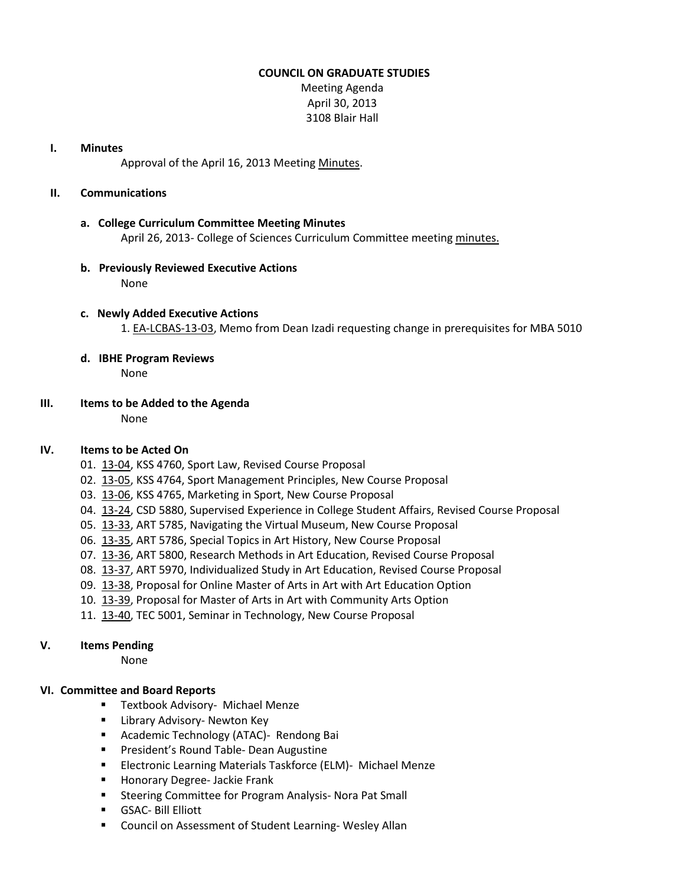**COUNCIL ON GRADUATE STUDIES**

Meeting Agenda
April 30, 2013
3108 Blair Hall

**I. Minutes**

Approval of the April 16, 2013 Meeting Minutes.

**II. Communications**

**a. College Curriculum Committee Meeting Minutes**

April 26, 2013- College of Sciences Curriculum Committee meeting minutes.

**b. Previously Reviewed Executive Actions**

None

**c. Newly Added Executive Actions**

1. EA-LCBAS-13-03, Memo from Dean Izadi requesting change in prerequisites for MBA 5010

**d. IBHE Program Reviews**

None

**III. Items to be Added to the Agenda**

None

**IV. Items to be Acted On**

01. 13-04, KSS 4760, Sport Law, Revised Course Proposal
02. 13-05, KSS 4764, Sport Management Principles, New Course Proposal
03. 13-06, KSS 4765, Marketing in Sport, New Course Proposal
04. 13-24, CSD 5880, Supervised Experience in College Student Affairs, Revised Course Proposal
05. 13-33, ART 5785, Navigating the Virtual Museum, New Course Proposal
06. 13-35, ART 5786, Special Topics in Art History, New Course Proposal
07. 13-36, ART 5800, Research Methods in Art Education, Revised Course Proposal
08. 13-37, ART 5970, Individualized Study in Art Education, Revised Course Proposal
09. 13-38, Proposal for Online Master of Arts in Art with Art Education Option
10. 13-39, Proposal for Master of Arts in Art with Community Arts Option
11. 13-40, TEC 5001, Seminar in Technology, New Course Proposal

**V. Items Pending**

None

**VI. Committee and Board Reports**

- Textbook Advisory- Michael Menze
- Library Advisory- Newton Key
- Academic Technology (ATAC)- Rendong Bai
- President's Round Table- Dean Augustine
- Electronic Learning Materials Taskforce (ELM)- Michael Menze
- Honorary Degree- Jackie Frank
- Steering Committee for Program Analysis- Nora Pat Small
- GSAC- Bill Elliott
- Council on Assessment of Student Learning- Wesley Allan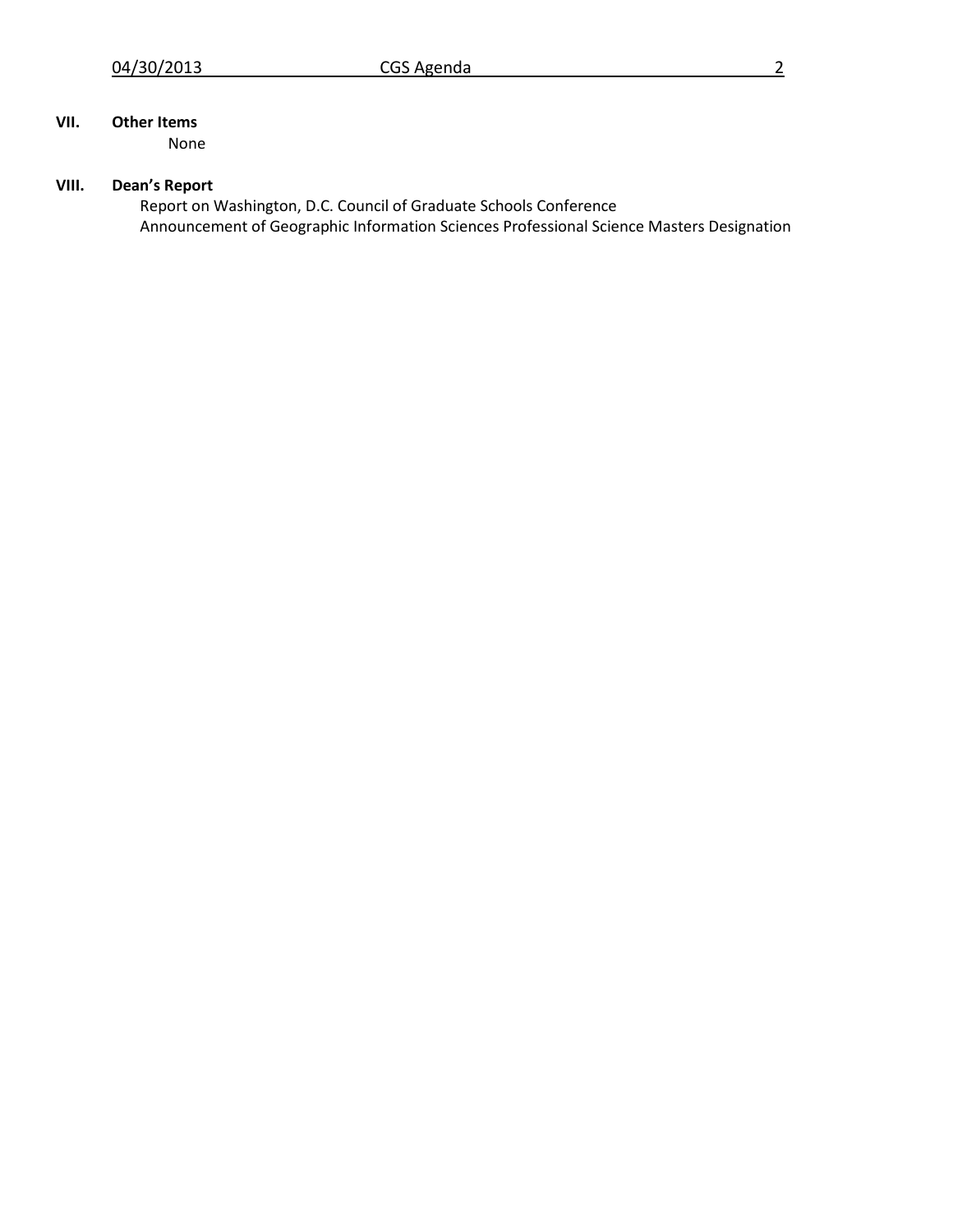## VII. Other Items

None

## VIII. Dean's Report

Report on Washington, D.C. Council of Graduate Schools Conference

Announcement of Geographic Information Sciences Professional Science Masters Designation